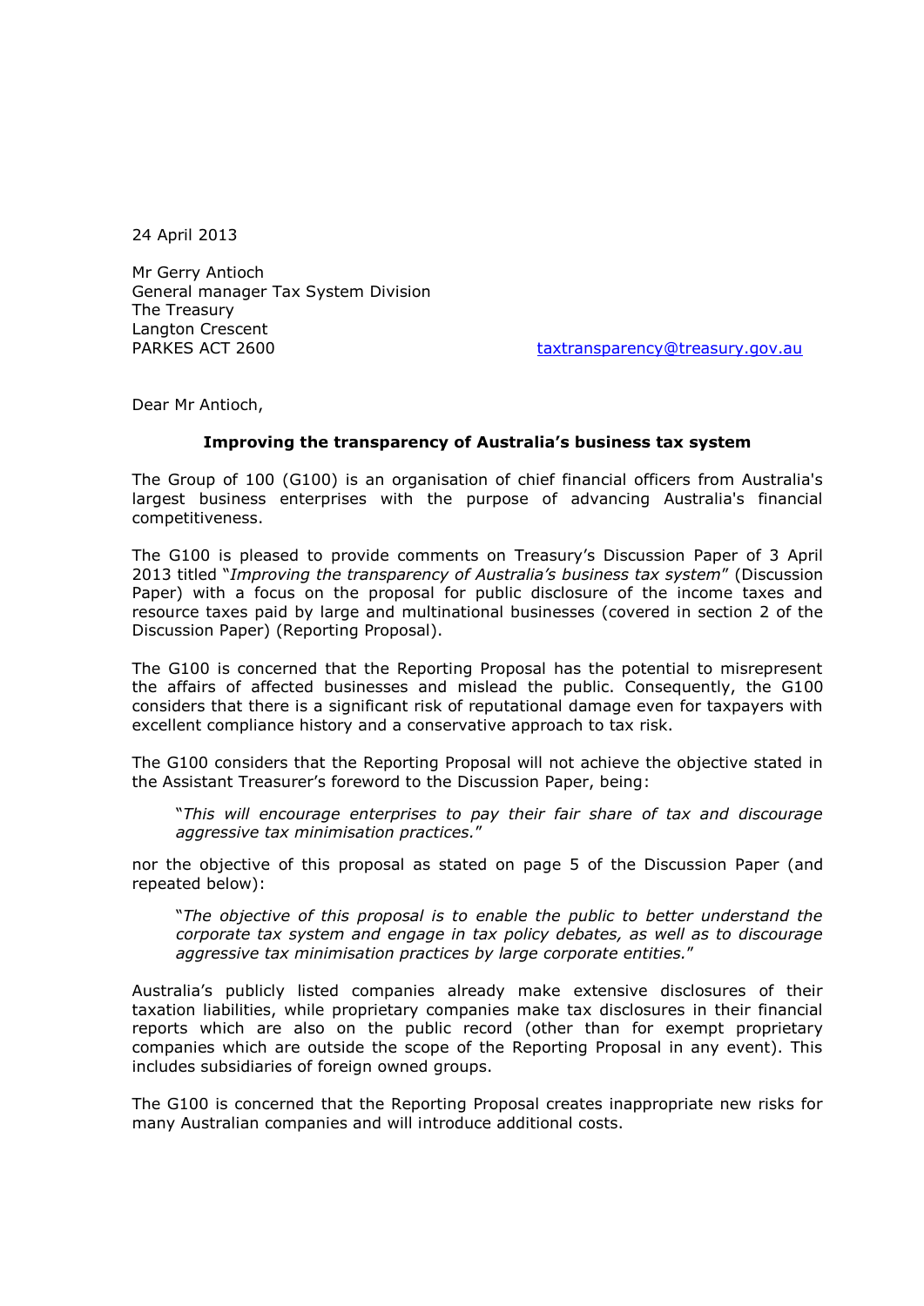24 April 2013

Mr Gerry Antioch
General manager Tax System Division
The Treasury
Langton Crescent
PARKES ACT 2600

taxtransparency@treasury.gov.au

Dear Mr Antioch,

**Improving the transparency of Australia's business tax system**

The Group of 100 (G100) is an organisation of chief financial officers from Australia's largest business enterprises with the purpose of advancing Australia's financial competitiveness.

The G100 is pleased to provide comments on Treasury's Discussion Paper of 3 April 2013 titled "*Improving the transparency of Australia's business tax system*" (Discussion Paper) with a focus on the proposal for public disclosure of the income taxes and resource taxes paid by large and multinational businesses (covered in section 2 of the Discussion Paper) (Reporting Proposal).

The G100 is concerned that the Reporting Proposal has the potential to misrepresent the affairs of affected businesses and mislead the public. Consequently, the G100 considers that there is a significant risk of reputational damage even for taxpayers with excellent compliance history and a conservative approach to tax risk.

The G100 considers that the Reporting Proposal will not achieve the objective stated in the Assistant Treasurer's foreword to the Discussion Paper, being:

> "*This will encourage enterprises to pay their fair share of tax and discourage aggressive tax minimisation practices.*"

nor the objective of this proposal as stated on page 5 of the Discussion Paper (and repeated below):

> "*The objective of this proposal is to enable the public to better understand the corporate tax system and engage in tax policy debates, as well as to discourage aggressive tax minimisation practices by large corporate entities.*"

Australia's publicly listed companies already make extensive disclosures of their taxation liabilities, while proprietary companies make tax disclosures in their financial reports which are also on the public record (other than for exempt proprietary companies which are outside the scope of the Reporting Proposal in any event). This includes subsidiaries of foreign owned groups.

The G100 is concerned that the Reporting Proposal creates inappropriate new risks for many Australian companies and will introduce additional costs.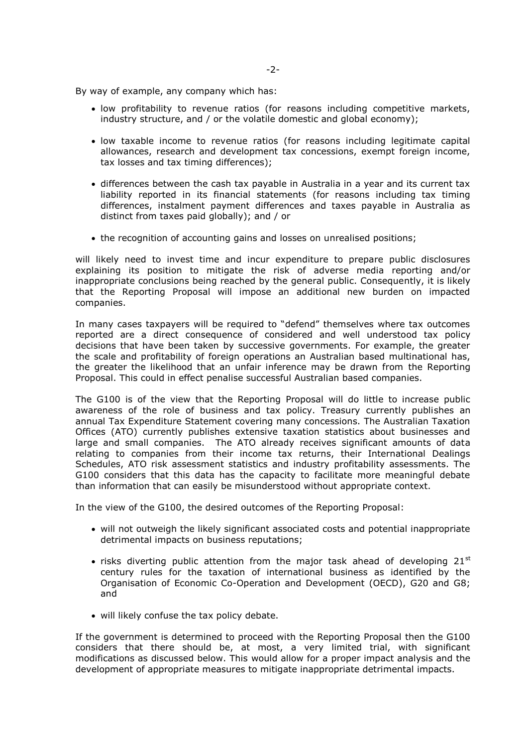By way of example, any company which has:

- low profitability to revenue ratios (for reasons including competitive markets, industry structure, and / or the volatile domestic and global economy);
- low taxable income to revenue ratios (for reasons including legitimate capital allowances, research and development tax concessions, exempt foreign income, tax losses and tax timing differences);
- differences between the cash tax payable in Australia in a year and its current tax liability reported in its financial statements (for reasons including tax timing differences, instalment payment differences and taxes payable in Australia as distinct from taxes paid globally); and / or
- the recognition of accounting gains and losses on unrealised positions;

will likely need to invest time and incur expenditure to prepare public disclosures explaining its position to mitigate the risk of adverse media reporting and/or inappropriate conclusions being reached by the general public. Consequently, it is likely that the Reporting Proposal will impose an additional new burden on impacted companies.

In many cases taxpayers will be required to "defend" themselves where tax outcomes reported are a direct consequence of considered and well understood tax policy decisions that have been taken by successive governments. For example, the greater the scale and profitability of foreign operations an Australian based multinational has, the greater the likelihood that an unfair inference may be drawn from the Reporting Proposal. This could in effect penalise successful Australian based companies.

The G100 is of the view that the Reporting Proposal will do little to increase public awareness of the role of business and tax policy. Treasury currently publishes an annual Tax Expenditure Statement covering many concessions. The Australian Taxation Offices (ATO) currently publishes extensive taxation statistics about businesses and large and small companies. The ATO already receives significant amounts of data relating to companies from their income tax returns, their International Dealings Schedules, ATO risk assessment statistics and industry profitability assessments. The G100 considers that this data has the capacity to facilitate more meaningful debate than information that can easily be misunderstood without appropriate context.

In the view of the G100, the desired outcomes of the Reporting Proposal:

- will not outweigh the likely significant associated costs and potential inappropriate detrimental impacts on business reputations;
- risks diverting public attention from the major task ahead of developing 21st century rules for the taxation of international business as identified by the Organisation of Economic Co-Operation and Development (OECD), G20 and G8; and
- will likely confuse the tax policy debate.

If the government is determined to proceed with the Reporting Proposal then the G100 considers that there should be, at most, a very limited trial, with significant modifications as discussed below. This would allow for a proper impact analysis and the development of appropriate measures to mitigate inappropriate detrimental impacts.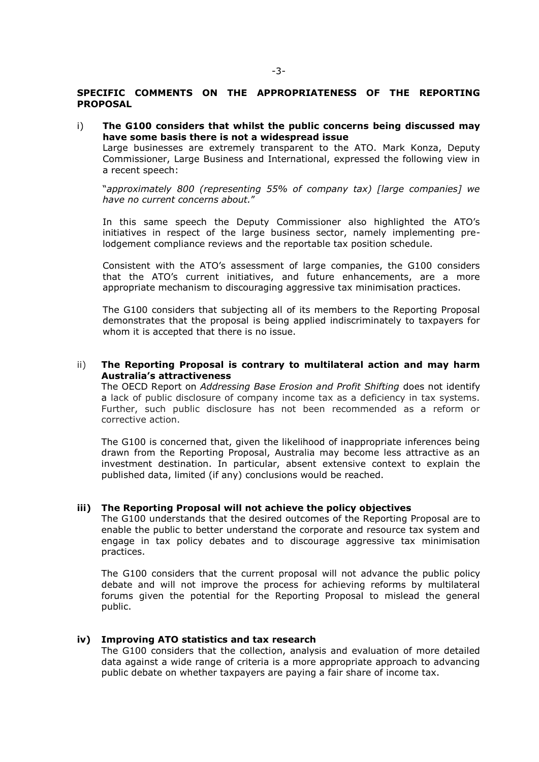## SPECIFIC COMMENTS ON THE APPROPRIATENESS OF THE REPORTING PROPOSAL

i) **The G100 considers that whilst the public concerns being discussed may have some basis there is not a widespread issue**

Large businesses are extremely transparent to the ATO. Mark Konza, Deputy Commissioner, Large Business and International, expressed the following view in a recent speech:

"*approximately 800 (representing 55% of company tax) [large companies] we have no current concerns about.*"

In this same speech the Deputy Commissioner also highlighted the ATO's initiatives in respect of the large business sector, namely implementing pre-lodgement compliance reviews and the reportable tax position schedule.

Consistent with the ATO's assessment of large companies, the G100 considers that the ATO's current initiatives, and future enhancements, are a more appropriate mechanism to discouraging aggressive tax minimisation practices.

The G100 considers that subjecting all of its members to the Reporting Proposal demonstrates that the proposal is being applied indiscriminately to taxpayers for whom it is accepted that there is no issue.

ii) **The Reporting Proposal is contrary to multilateral action and may harm Australia's attractiveness**

The OECD Report on *Addressing Base Erosion and Profit Shifting* does not identify a lack of public disclosure of company income tax as a deficiency in tax systems. Further, such public disclosure has not been recommended as a reform or corrective action.

The G100 is concerned that, given the likelihood of inappropriate inferences being drawn from the Reporting Proposal, Australia may become less attractive as an investment destination. In particular, absent extensive context to explain the published data, limited (if any) conclusions would be reached.

**iii) The Reporting Proposal will not achieve the policy objectives**

The G100 understands that the desired outcomes of the Reporting Proposal are to enable the public to better understand the corporate and resource tax system and engage in tax policy debates and to discourage aggressive tax minimisation practices.

The G100 considers that the current proposal will not advance the public policy debate and will not improve the process for achieving reforms by multilateral forums given the potential for the Reporting Proposal to mislead the general public.

**iv) Improving ATO statistics and tax research**

The G100 considers that the collection, analysis and evaluation of more detailed data against a wide range of criteria is a more appropriate approach to advancing public debate on whether taxpayers are paying a fair share of income tax.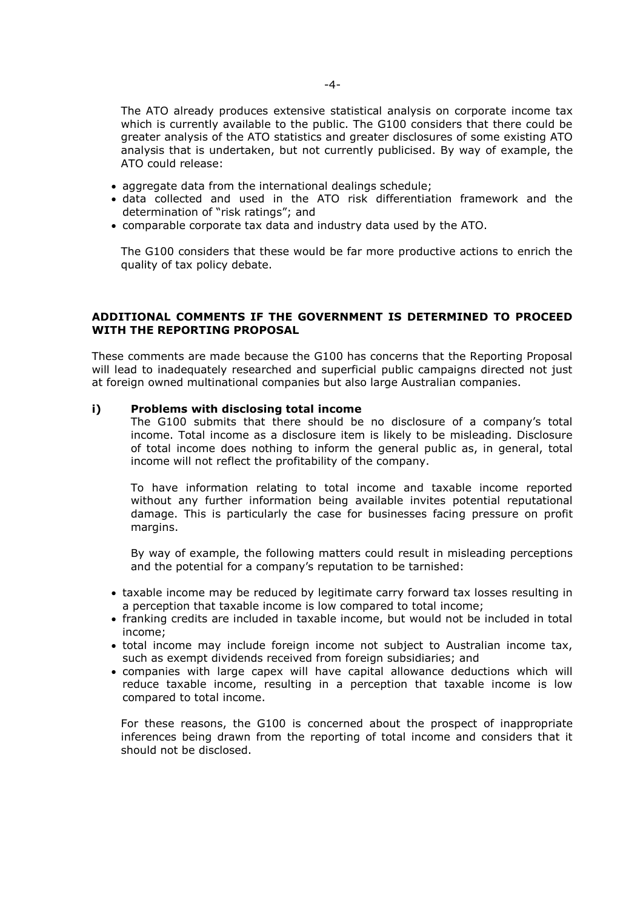The ATO already produces extensive statistical analysis on corporate income tax which is currently available to the public. The G100 considers that there could be greater analysis of the ATO statistics and greater disclosures of some existing ATO analysis that is undertaken, but not currently publicised. By way of example, the ATO could release:

- aggregate data from the international dealings schedule;
- data collected and used in the ATO risk differentiation framework and the determination of "risk ratings"; and
- comparable corporate tax data and industry data used by the ATO.

The G100 considers that these would be far more productive actions to enrich the quality of tax policy debate.

## ADDITIONAL COMMENTS IF THE GOVERNMENT IS DETERMINED TO PROCEED WITH THE REPORTING PROPOSAL

These comments are made because the G100 has concerns that the Reporting Proposal will lead to inadequately researched and superficial public campaigns directed not just at foreign owned multinational companies but also large Australian companies.

### i) Problems with disclosing total income

The G100 submits that there should be no disclosure of a company's total income. Total income as a disclosure item is likely to be misleading. Disclosure of total income does nothing to inform the general public as, in general, total income will not reflect the profitability of the company.

To have information relating to total income and taxable income reported without any further information being available invites potential reputational damage. This is particularly the case for businesses facing pressure on profit margins.

By way of example, the following matters could result in misleading perceptions and the potential for a company's reputation to be tarnished:

- taxable income may be reduced by legitimate carry forward tax losses resulting in a perception that taxable income is low compared to total income;
- franking credits are included in taxable income, but would not be included in total income;
- total income may include foreign income not subject to Australian income tax, such as exempt dividends received from foreign subsidiaries; and
- companies with large capex will have capital allowance deductions which will reduce taxable income, resulting in a perception that taxable income is low compared to total income.

For these reasons, the G100 is concerned about the prospect of inappropriate inferences being drawn from the reporting of total income and considers that it should not be disclosed.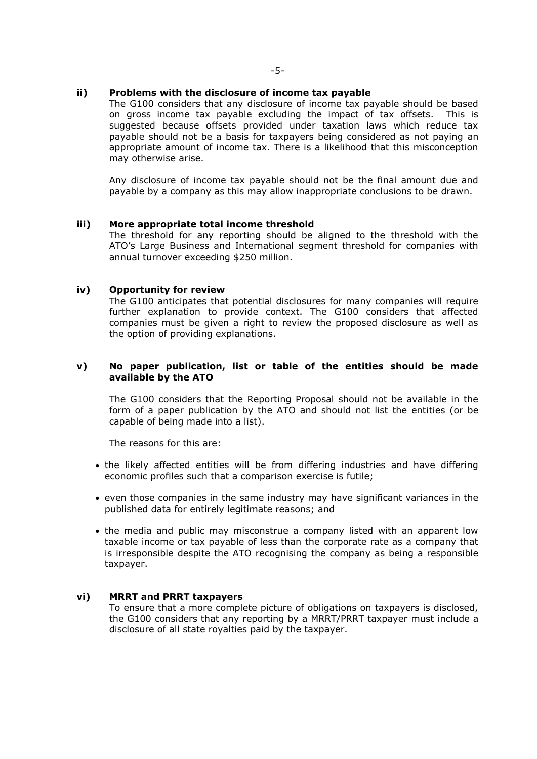### ii) Problems with the disclosure of income tax payable

The G100 considers that any disclosure of income tax payable should be based on gross income tax payable excluding the impact of tax offsets. This is suggested because offsets provided under taxation laws which reduce tax payable should not be a basis for taxpayers being considered as not paying an appropriate amount of income tax. There is a likelihood that this misconception may otherwise arise.

Any disclosure of income tax payable should not be the final amount due and payable by a company as this may allow inappropriate conclusions to be drawn.

### iii) More appropriate total income threshold

The threshold for any reporting should be aligned to the threshold with the ATO's Large Business and International segment threshold for companies with annual turnover exceeding $250 million.

### iv) Opportunity for review

The G100 anticipates that potential disclosures for many companies will require further explanation to provide context. The G100 considers that affected companies must be given a right to review the proposed disclosure as well as the option of providing explanations.

### v) No paper publication, list or table of the entities should be made available by the ATO

The G100 considers that the Reporting Proposal should not be available in the form of a paper publication by the ATO and should not list the entities (or be capable of being made into a list).

The reasons for this are:

- the likely affected entities will be from differing industries and have differing economic profiles such that a comparison exercise is futile;
- even those companies in the same industry may have significant variances in the published data for entirely legitimate reasons; and
- the media and public may misconstrue a company listed with an apparent low taxable income or tax payable of less than the corporate rate as a company that is irresponsible despite the ATO recognising the company as being a responsible taxpayer.

### vi) MRRT and PRRT taxpayers

To ensure that a more complete picture of obligations on taxpayers is disclosed, the G100 considers that any reporting by a MRRT/PRRT taxpayer must include a disclosure of all state royalties paid by the taxpayer.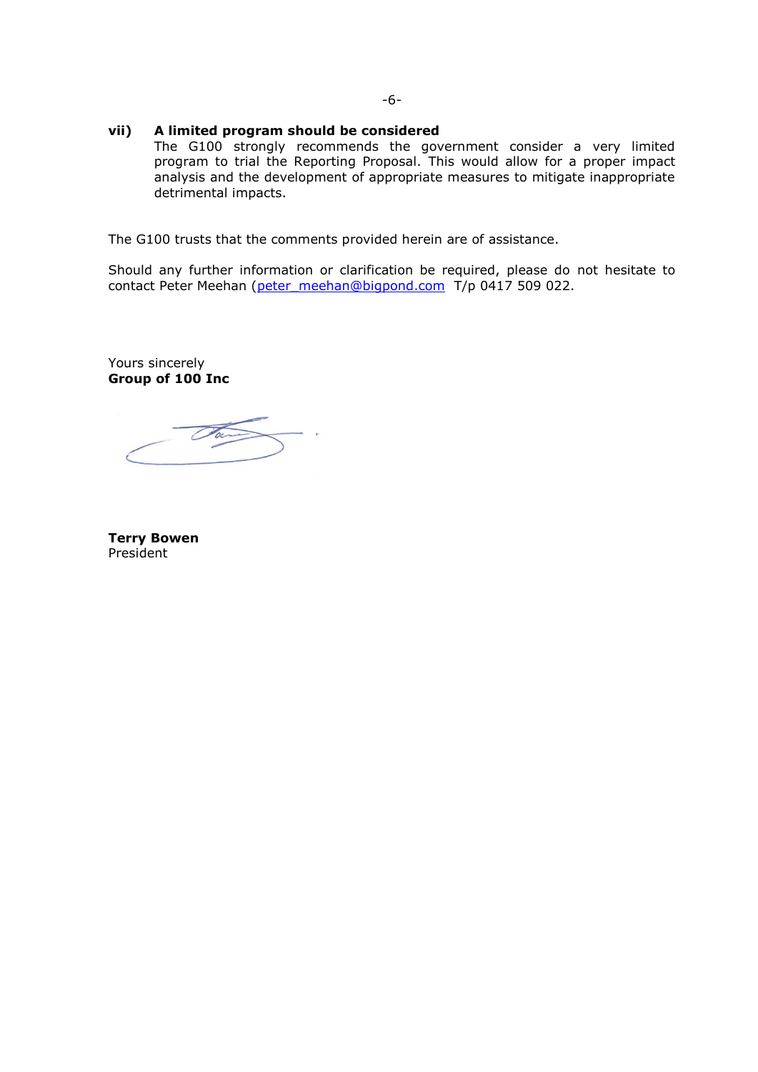**vii) A limited program should be considered**

The G100 strongly recommends the government consider a very limited program to trial the Reporting Proposal. This would allow for a proper impact analysis and the development of appropriate measures to mitigate inappropriate detrimental impacts.

The G100 trusts that the comments provided herein are of assistance.

Should any further information or clarification be required, please do not hesitate to contact Peter Meehan (peter_meehan@bigpond.com T/p 0417 509 022.

Yours sincerely
**Group of 100 Inc**

**Terry Bowen**
President